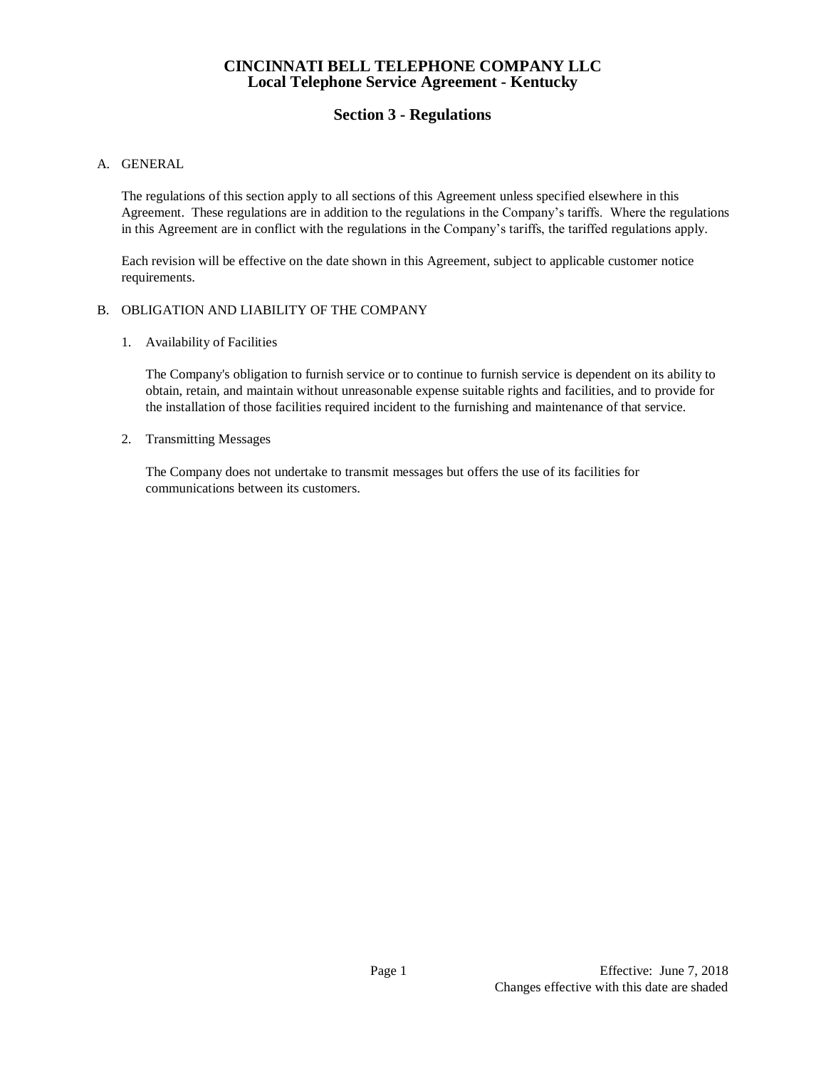# CINCINNATI BELL TELEPHONE COMPANY LLC
# Local Telephone Service Agreement - Kentucky

## Section 3 - Regulations

A. GENERAL

The regulations of this section apply to all sections of this Agreement unless specified elsewhere in this Agreement. These regulations are in addition to the regulations in the Company's tariffs. Where the regulations in this Agreement are in conflict with the regulations in the Company's tariffs, the tariffed regulations apply.

Each revision will be effective on the date shown in this Agreement, subject to applicable customer notice requirements.

B. OBLIGATION AND LIABILITY OF THE COMPANY

1. Availability of Facilities

   The Company's obligation to furnish service or to continue to furnish service is dependent on its ability to obtain, retain, and maintain without unreasonable expense suitable rights and facilities, and to provide for the installation of those facilities required incident to the furnishing and maintenance of that service.

2. Transmitting Messages

   The Company does not undertake to transmit messages but offers the use of its facilities for communications between its customers.

Effective: June 7, 2018
Changes effective with this date are shaded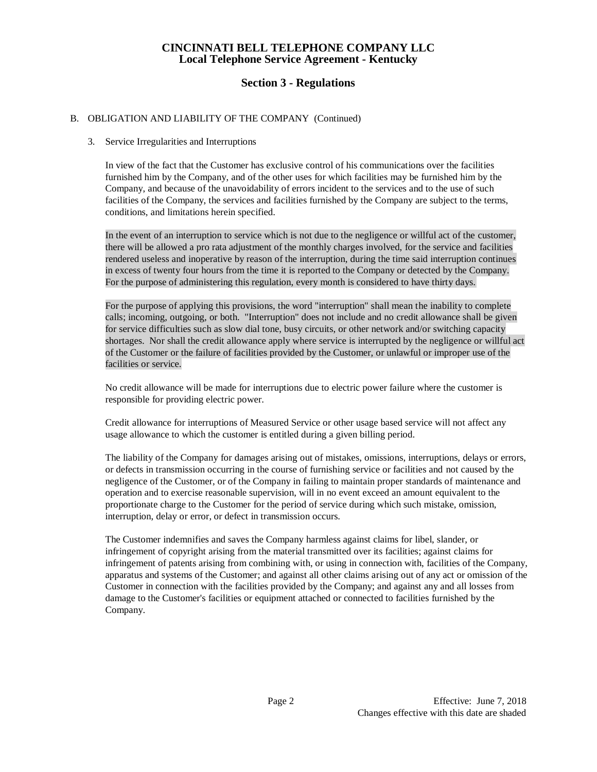# CINCINNATI BELL TELEPHONE COMPANY LLC
## Local Telephone Service Agreement - Kentucky

## Section 3 - Regulations

B. OBLIGATION AND LIABILITY OF THE COMPANY (Continued)

3. Service Irregularities and Interruptions

In view of the fact that the Customer has exclusive control of his communications over the facilities furnished him by the Company, and of the other uses for which facilities may be furnished him by the Company, and because of the unavoidability of errors incident to the services and to the use of such facilities of the Company, the services and facilities furnished by the Company are subject to the terms, conditions, and limitations herein specified.

In the event of an interruption to service which is not due to the negligence or willful act of the customer, there will be allowed a pro rata adjustment of the monthly charges involved, for the service and facilities rendered useless and inoperative by reason of the interruption, during the time said interruption continues in excess of twenty four hours from the time it is reported to the Company or detected by the Company. For the purpose of administering this regulation, every month is considered to have thirty days.

For the purpose of applying this provisions, the word "interruption" shall mean the inability to complete calls; incoming, outgoing, or both. "Interruption" does not include and no credit allowance shall be given for service difficulties such as slow dial tone, busy circuits, or other network and/or switching capacity shortages. Nor shall the credit allowance apply where service is interrupted by the negligence or willful act of the Customer or the failure of facilities provided by the Customer, or unlawful or improper use of the facilities or service.

No credit allowance will be made for interruptions due to electric power failure where the customer is responsible for providing electric power.

Credit allowance for interruptions of Measured Service or other usage based service will not affect any usage allowance to which the customer is entitled during a given billing period.

The liability of the Company for damages arising out of mistakes, omissions, interruptions, delays or errors, or defects in transmission occurring in the course of furnishing service or facilities and not caused by the negligence of the Customer, or of the Company in failing to maintain proper standards of maintenance and operation and to exercise reasonable supervision, will in no event exceed an amount equivalent to the proportionate charge to the Customer for the period of service during which such mistake, omission, interruption, delay or error, or defect in transmission occurs.

The Customer indemnifies and saves the Company harmless against claims for libel, slander, or infringement of copyright arising from the material transmitted over its facilities; against claims for infringement of patents arising from combining with, or using in connection with, facilities of the Company, apparatus and systems of the Customer; and against all other claims arising out of any act or omission of the Customer in connection with the facilities provided by the Company; and against any and all losses from damage to the Customer's facilities or equipment attached or connected to facilities furnished by the Company.

Effective: June 7, 2018
Changes effective with this date are shaded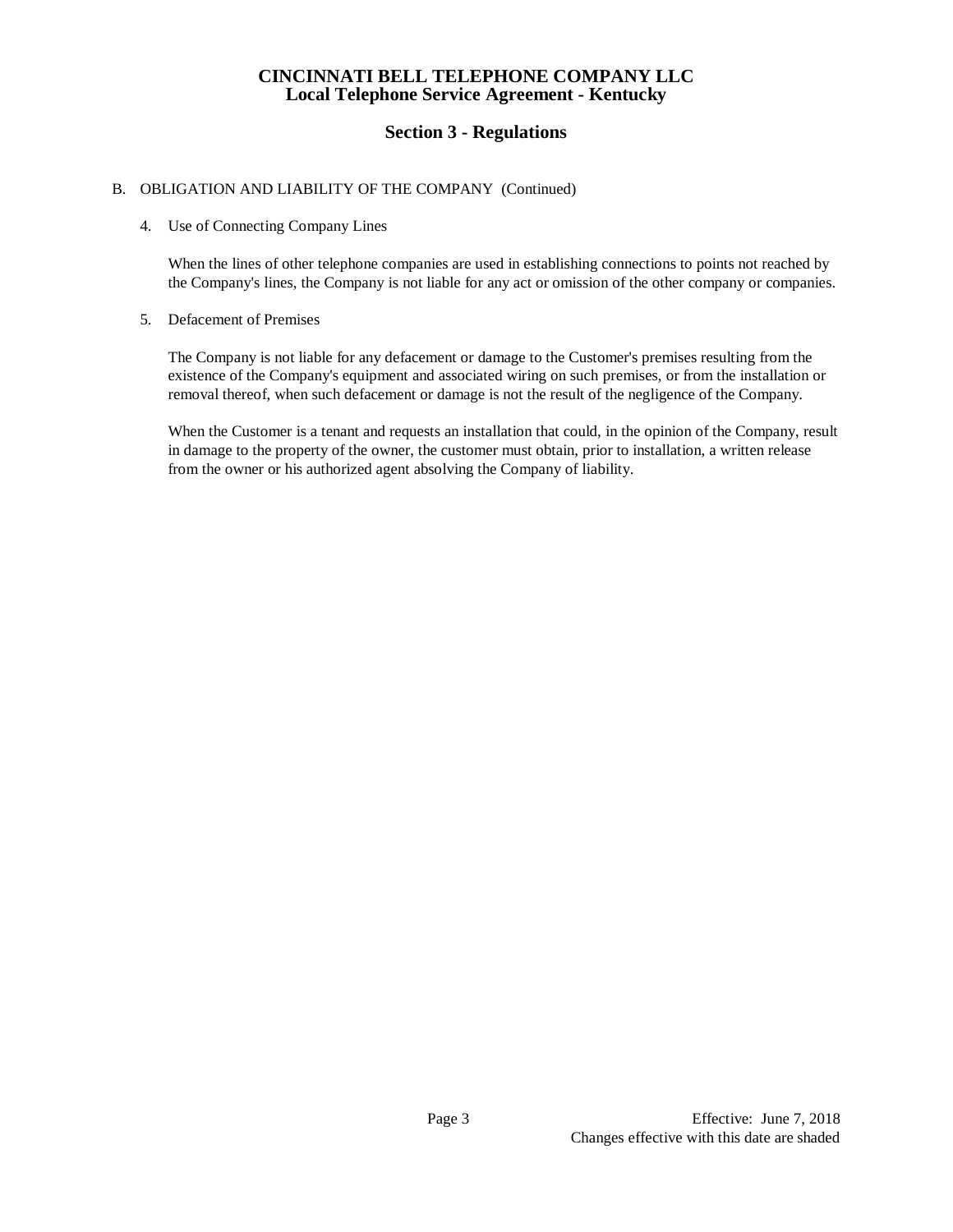# CINCINNATI BELL TELEPHONE COMPANY LLC
## Local Telephone Service Agreement - Kentucky

## Section 3 - Regulations

B. OBLIGATION AND LIABILITY OF THE COMPANY (Continued)

4. Use of Connecting Company Lines

   When the lines of other telephone companies are used in establishing connections to points not reached by the Company's lines, the Company is not liable for any act or omission of the other company or companies.

5. Defacement of Premises

   The Company is not liable for any defacement or damage to the Customer's premises resulting from the existence of the Company's equipment and associated wiring on such premises, or from the installation or removal thereof, when such defacement or damage is not the result of the negligence of the Company.

   When the Customer is a tenant and requests an installation that could, in the opinion of the Company, result in damage to the property of the owner, the customer must obtain, prior to installation, a written release from the owner or his authorized agent absolving the Company of liability.

Effective: June 7, 2018
Changes effective with this date are shaded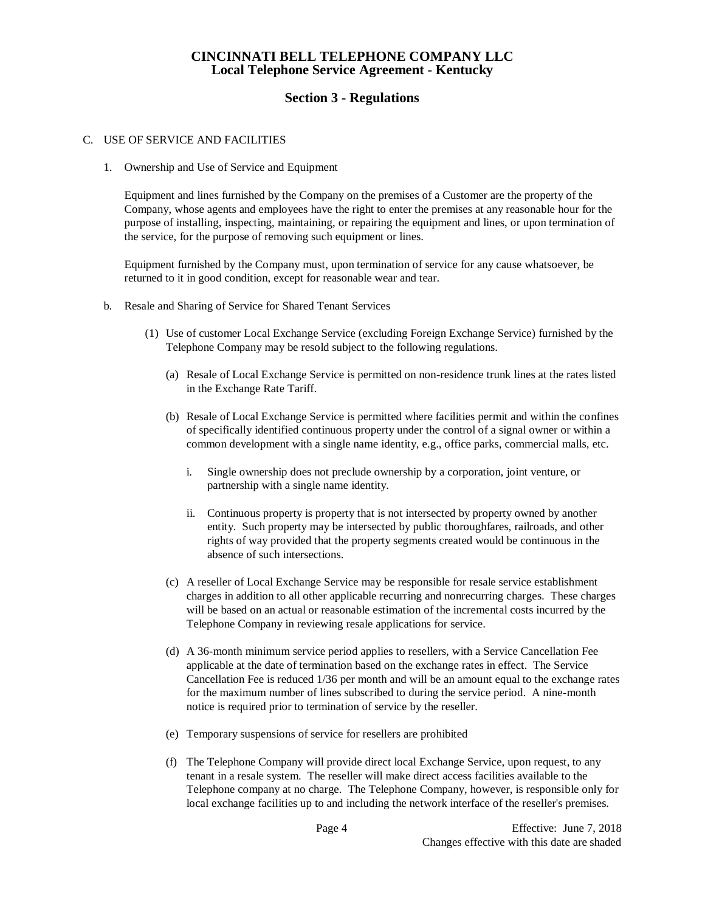CINCINNATI BELL TELEPHONE COMPANY LLC
Local Telephone Service Agreement - Kentucky

## Section 3 - Regulations

C. USE OF SERVICE AND FACILITIES

1. Ownership and Use of Service and Equipment

   Equipment and lines furnished by the Company on the premises of a Customer are the property of the Company, whose agents and employees have the right to enter the premises at any reasonable hour for the purpose of installing, inspecting, maintaining, or repairing the equipment and lines, or upon termination of the service, for the purpose of removing such equipment or lines.

   Equipment furnished by the Company must, upon termination of service for any cause whatsoever, be returned to it in good condition, except for reasonable wear and tear.

b. Resale and Sharing of Service for Shared Tenant Services

   (1) Use of customer Local Exchange Service (excluding Foreign Exchange Service) furnished by the Telephone Company may be resold subject to the following regulations.

      (a) Resale of Local Exchange Service is permitted on non-residence trunk lines at the rates listed in the Exchange Rate Tariff.

      (b) Resale of Local Exchange Service is permitted where facilities permit and within the confines of specifically identified continuous property under the control of a signal owner or within a common development with a single name identity, e.g., office parks, commercial malls, etc.

         i. Single ownership does not preclude ownership by a corporation, joint venture, or partnership with a single name identity.

         ii. Continuous property is property that is not intersected by property owned by another entity. Such property may be intersected by public thoroughfares, railroads, and other rights of way provided that the property segments created would be continuous in the absence of such intersections.

      (c) A reseller of Local Exchange Service may be responsible for resale service establishment charges in addition to all other applicable recurring and nonrecurring charges. These charges will be based on an actual or reasonable estimation of the incremental costs incurred by the Telephone Company in reviewing resale applications for service.

      (d) A 36-month minimum service period applies to resellers, with a Service Cancellation Fee applicable at the date of termination based on the exchange rates in effect. The Service Cancellation Fee is reduced 1/36 per month and will be an amount equal to the exchange rates for the maximum number of lines subscribed to during the service period. A nine-month notice is required prior to termination of service by the reseller.

      (e) Temporary suspensions of service for resellers are prohibited

      (f) The Telephone Company will provide direct local Exchange Service, upon request, to any tenant in a resale system. The reseller will make direct access facilities available to the Telephone company at no charge. The Telephone Company, however, is responsible only for local exchange facilities up to and including the network interface of the reseller's premises.

Effective: June 7, 2018
Changes effective with this date are shaded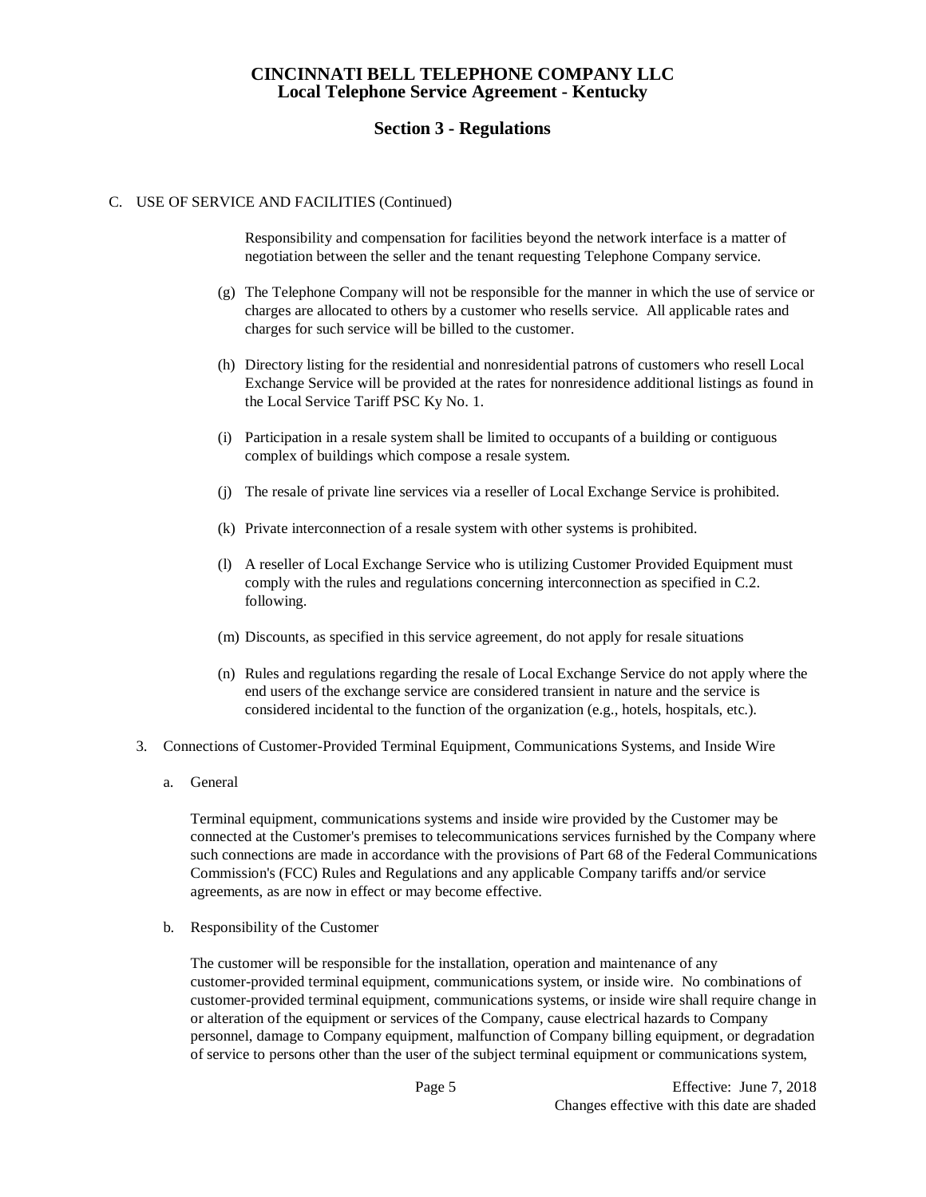C. USE OF SERVICE AND FACILITIES (Continued)

Responsibility and compensation for facilities beyond the network interface is a matter of negotiation between the seller and the tenant requesting Telephone Company service.

(g) The Telephone Company will not be responsible for the manner in which the use of service or charges are allocated to others by a customer who resells service. All applicable rates and charges for such service will be billed to the customer.

(h) Directory listing for the residential and nonresidential patrons of customers who resell Local Exchange Service will be provided at the rates for nonresidence additional listings as found in the Local Service Tariff PSC Ky No. 1.

(i) Participation in a resale system shall be limited to occupants of a building or contiguous complex of buildings which compose a resale system.

(j) The resale of private line services via a reseller of Local Exchange Service is prohibited.

(k) Private interconnection of a resale system with other systems is prohibited.

(l) A reseller of Local Exchange Service who is utilizing Customer Provided Equipment must comply with the rules and regulations concerning interconnection as specified in C.2. following.

(m) Discounts, as specified in this service agreement, do not apply for resale situations

(n) Rules and regulations regarding the resale of Local Exchange Service do not apply where the end users of the exchange service are considered transient in nature and the service is considered incidental to the function of the organization (e.g., hotels, hospitals, etc.).

3. Connections of Customer-Provided Terminal Equipment, Communications Systems, and Inside Wire

a. General

Terminal equipment, communications systems and inside wire provided by the Customer may be connected at the Customer's premises to telecommunications services furnished by the Company where such connections are made in accordance with the provisions of Part 68 of the Federal Communications Commission's (FCC) Rules and Regulations and any applicable Company tariffs and/or service agreements, as are now in effect or may become effective.

b. Responsibility of the Customer

The customer will be responsible for the installation, operation and maintenance of any customer-provided terminal equipment, communications system, or inside wire. No combinations of customer-provided terminal equipment, communications systems, or inside wire shall require change in or alteration of the equipment or services of the Company, cause electrical hazards to Company personnel, damage to Company equipment, malfunction of Company billing equipment, or degradation of service to persons other than the user of the subject terminal equipment or communications system,

Effective: June 7, 2018
Changes effective with this date are shaded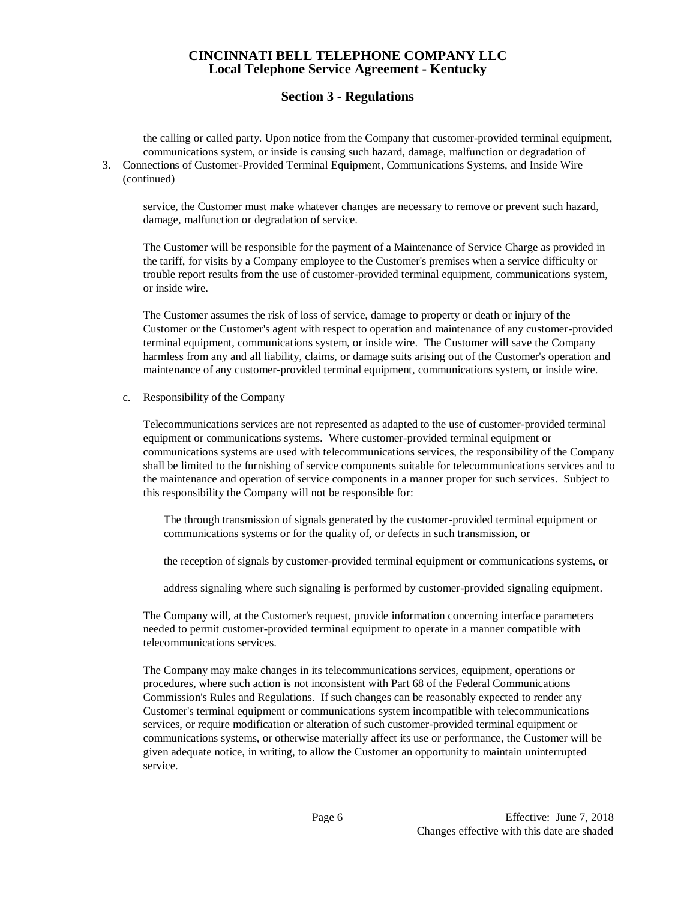the calling or called party. Upon notice from the Company that customer-provided terminal equipment, communications system, or inside is causing such hazard, damage, malfunction or degradation of

3. Connections of Customer-Provided Terminal Equipment, Communications Systems, and Inside Wire (continued)

service, the Customer must make whatever changes are necessary to remove or prevent such hazard, damage, malfunction or degradation of service.

The Customer will be responsible for the payment of a Maintenance of Service Charge as provided in the tariff, for visits by a Company employee to the Customer's premises when a service difficulty or trouble report results from the use of customer-provided terminal equipment, communications system, or inside wire.

The Customer assumes the risk of loss of service, damage to property or death or injury of the Customer or the Customer's agent with respect to operation and maintenance of any customer-provided terminal equipment, communications system, or inside wire. The Customer will save the Company harmless from any and all liability, claims, or damage suits arising out of the Customer's operation and maintenance of any customer-provided terminal equipment, communications system, or inside wire.

c. Responsibility of the Company

Telecommunications services are not represented as adapted to the use of customer-provided terminal equipment or communications systems. Where customer-provided terminal equipment or communications systems are used with telecommunications services, the responsibility of the Company shall be limited to the furnishing of service components suitable for telecommunications services and to the maintenance and operation of service components in a manner proper for such services. Subject to this responsibility the Company will not be responsible for:

The through transmission of signals generated by the customer-provided terminal equipment or communications systems or for the quality of, or defects in such transmission, or

the reception of signals by customer-provided terminal equipment or communications systems, or

address signaling where such signaling is performed by customer-provided signaling equipment.

The Company will, at the Customer's request, provide information concerning interface parameters needed to permit customer-provided terminal equipment to operate in a manner compatible with telecommunications services.

The Company may make changes in its telecommunications services, equipment, operations or procedures, where such action is not inconsistent with Part 68 of the Federal Communications Commission's Rules and Regulations. If such changes can be reasonably expected to render any Customer's terminal equipment or communications system incompatible with telecommunications services, or require modification or alteration of such customer-provided terminal equipment or communications systems, or otherwise materially affect its use or performance, the Customer will be given adequate notice, in writing, to allow the Customer an opportunity to maintain uninterrupted service.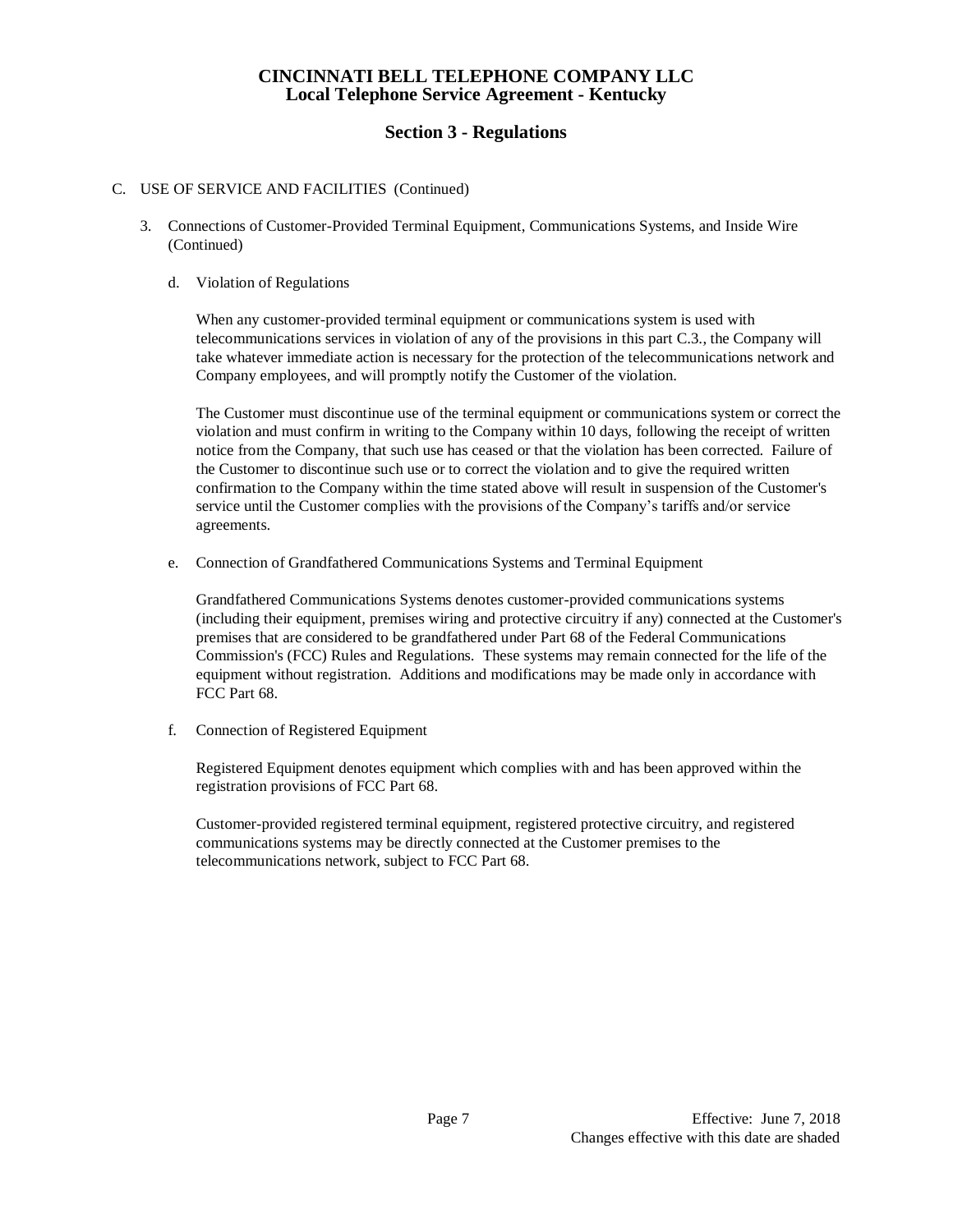C. USE OF SERVICE AND FACILITIES (Continued)

3. Connections of Customer-Provided Terminal Equipment, Communications Systems, and Inside Wire (Continued)

   d. Violation of Regulations

      When any customer-provided terminal equipment or communications system is used with telecommunications services in violation of any of the provisions in this part C.3., the Company will take whatever immediate action is necessary for the protection of the telecommunications network and Company employees, and will promptly notify the Customer of the violation.

      The Customer must discontinue use of the terminal equipment or communications system or correct the violation and must confirm in writing to the Company within 10 days, following the receipt of written notice from the Company, that such use has ceased or that the violation has been corrected. Failure of the Customer to discontinue such use or to correct the violation and to give the required written confirmation to the Company within the time stated above will result in suspension of the Customer's service until the Customer complies with the provisions of the Company's tariffs and/or service agreements.

   e. Connection of Grandfathered Communications Systems and Terminal Equipment

      Grandfathered Communications Systems denotes customer-provided communications systems (including their equipment, premises wiring and protective circuitry if any) connected at the Customer's premises that are considered to be grandfathered under Part 68 of the Federal Communications Commission's (FCC) Rules and Regulations. These systems may remain connected for the life of the equipment without registration. Additions and modifications may be made only in accordance with FCC Part 68.

   f. Connection of Registered Equipment

      Registered Equipment denotes equipment which complies with and has been approved within the registration provisions of FCC Part 68.

      Customer-provided registered terminal equipment, registered protective circuitry, and registered communications systems may be directly connected at the Customer premises to the telecommunications network, subject to FCC Part 68.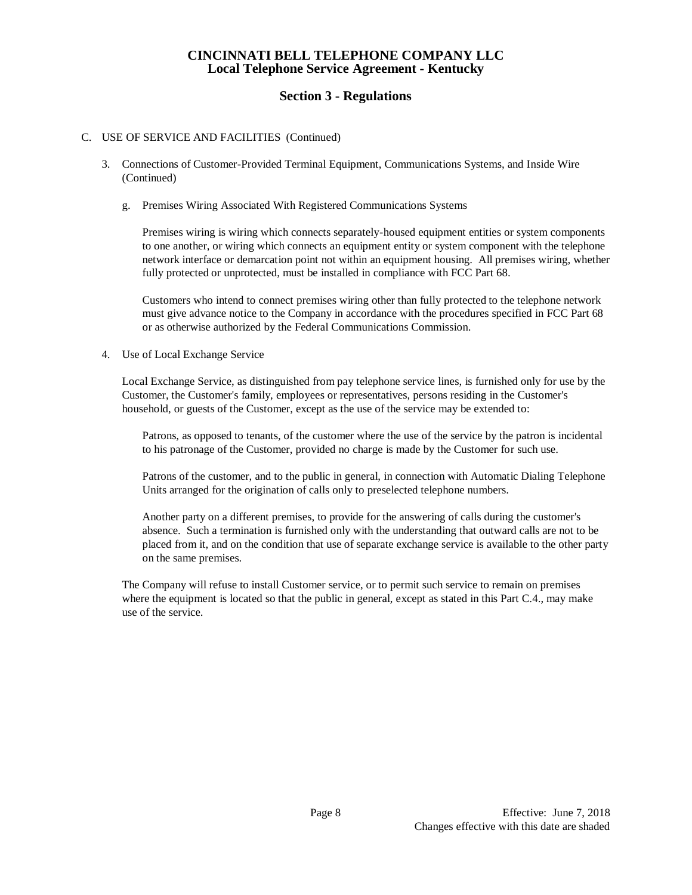# CINCINNATI BELL TELEPHONE COMPANY LLC
## Local Telephone Service Agreement - Kentucky

## Section 3 - Regulations

C. USE OF SERVICE AND FACILITIES (Continued)

3. Connections of Customer-Provided Terminal Equipment, Communications Systems, and Inside Wire (Continued)

   g. Premises Wiring Associated With Registered Communications Systems

      Premises wiring is wiring which connects separately-housed equipment entities or system components to one another, or wiring which connects an equipment entity or system component with the telephone network interface or demarcation point not within an equipment housing. All premises wiring, whether fully protected or unprotected, must be installed in compliance with FCC Part 68.

      Customers who intend to connect premises wiring other than fully protected to the telephone network must give advance notice to the Company in accordance with the procedures specified in FCC Part 68 or as otherwise authorized by the Federal Communications Commission.

4. Use of Local Exchange Service

   Local Exchange Service, as distinguished from pay telephone service lines, is furnished only for use by the Customer, the Customer's family, employees or representatives, persons residing in the Customer's household, or guests of the Customer, except as the use of the service may be extended to:

      Patrons, as opposed to tenants, of the customer where the use of the service by the patron is incidental to his patronage of the Customer, provided no charge is made by the Customer for such use.

      Patrons of the customer, and to the public in general, in connection with Automatic Dialing Telephone Units arranged for the origination of calls only to preselected telephone numbers.

      Another party on a different premises, to provide for the answering of calls during the customer's absence. Such a termination is furnished only with the understanding that outward calls are not to be placed from it, and on the condition that use of separate exchange service is available to the other party on the same premises.

   The Company will refuse to install Customer service, or to permit such service to remain on premises where the equipment is located so that the public in general, except as stated in this Part C.4., may make use of the service.

Effective: June 7, 2018
Changes effective with this date are shaded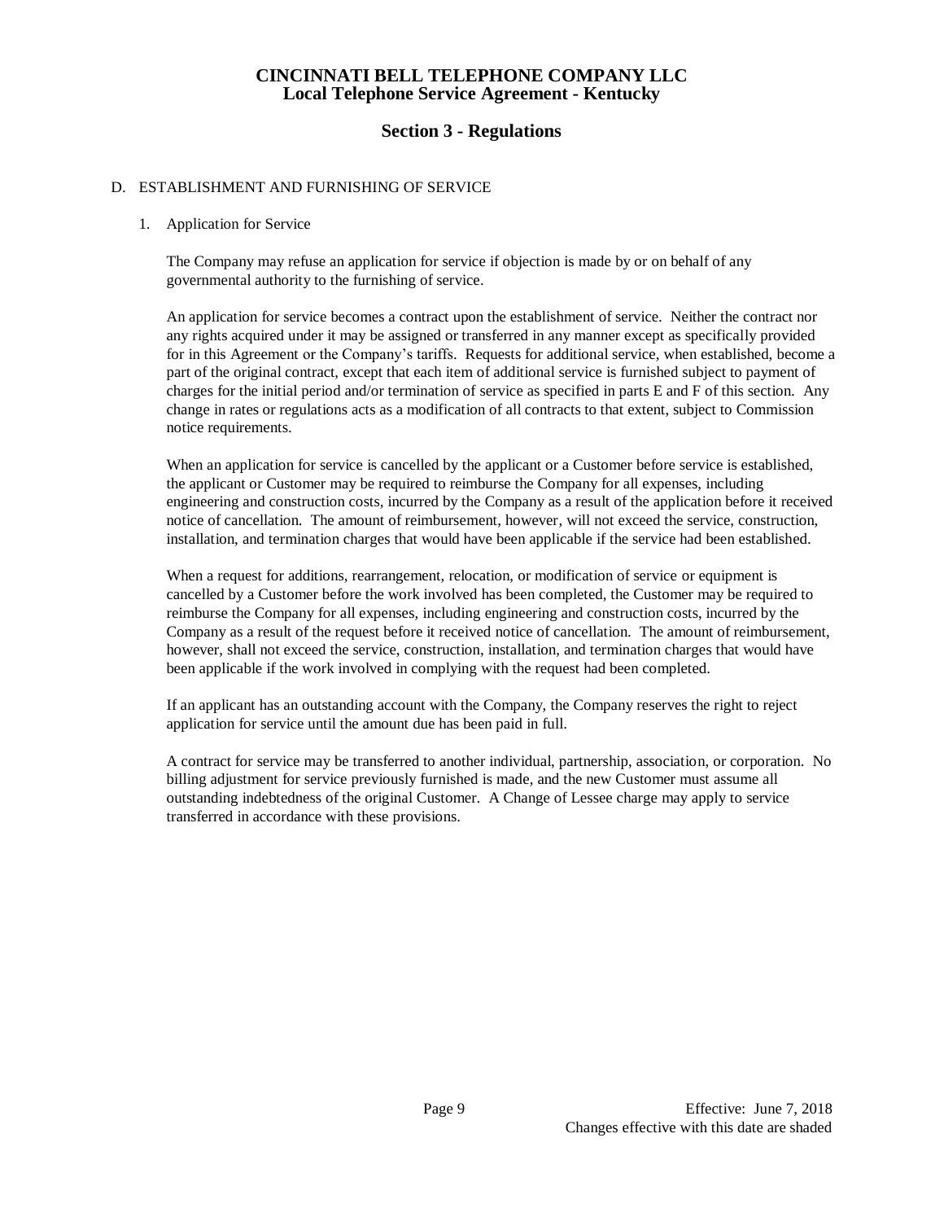# CINCINNATI BELL TELEPHONE COMPANY LLC
## Local Telephone Service Agreement - Kentucky

## Section 3 - Regulations

D. ESTABLISHMENT AND FURNISHING OF SERVICE

1. Application for Service

   The Company may refuse an application for service if objection is made by or on behalf of any governmental authority to the furnishing of service.

   An application for service becomes a contract upon the establishment of service. Neither the contract nor any rights acquired under it may be assigned or transferred in any manner except as specifically provided for in this Agreement or the Company's tariffs. Requests for additional service, when established, become a part of the original contract, except that each item of additional service is furnished subject to payment of charges for the initial period and/or termination of service as specified in parts E and F of this section. Any change in rates or regulations acts as a modification of all contracts to that extent, subject to Commission notice requirements.

   When an application for service is cancelled by the applicant or a Customer before service is established, the applicant or Customer may be required to reimburse the Company for all expenses, including engineering and construction costs, incurred by the Company as a result of the application before it received notice of cancellation. The amount of reimbursement, however, will not exceed the service, construction, installation, and termination charges that would have been applicable if the service had been established.

   When a request for additions, rearrangement, relocation, or modification of service or equipment is cancelled by a Customer before the work involved has been completed, the Customer may be required to reimburse the Company for all expenses, including engineering and construction costs, incurred by the Company as a result of the request before it received notice of cancellation. The amount of reimbursement, however, shall not exceed the service, construction, installation, and termination charges that would have been applicable if the work involved in complying with the request had been completed.

   If an applicant has an outstanding account with the Company, the Company reserves the right to reject application for service until the amount due has been paid in full.

   A contract for service may be transferred to another individual, partnership, association, or corporation. No billing adjustment for service previously furnished is made, and the new Customer must assume all outstanding indebtedness of the original Customer. A Change of Lessee charge may apply to service transferred in accordance with these provisions.

Effective: June 7, 2018
Changes effective with this date are shaded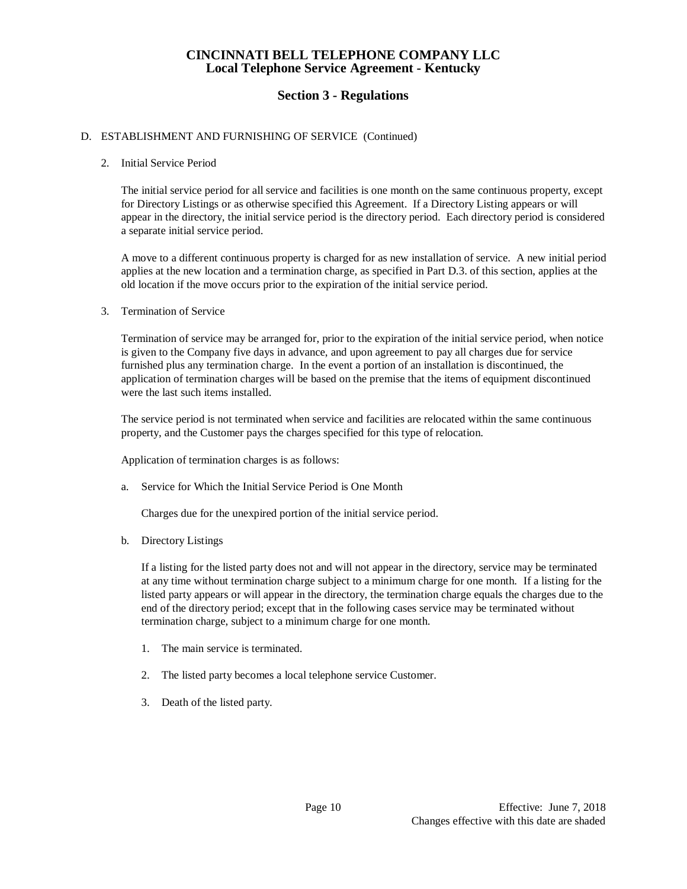# CINCINNATI BELL TELEPHONE COMPANY LLC
## Local Telephone Service Agreement - Kentucky

## Section 3 - Regulations

D. ESTABLISHMENT AND FURNISHING OF SERVICE (Continued)

2. Initial Service Period

   The initial service period for all service and facilities is one month on the same continuous property, except for Directory Listings or as otherwise specified this Agreement. If a Directory Listing appears or will appear in the directory, the initial service period is the directory period. Each directory period is considered a separate initial service period.

   A move to a different continuous property is charged for as new installation of service. A new initial period applies at the new location and a termination charge, as specified in Part D.3. of this section, applies at the old location if the move occurs prior to the expiration of the initial service period.

3. Termination of Service

   Termination of service may be arranged for, prior to the expiration of the initial service period, when notice is given to the Company five days in advance, and upon agreement to pay all charges due for service furnished plus any termination charge. In the event a portion of an installation is discontinued, the application of termination charges will be based on the premise that the items of equipment discontinued were the last such items installed.

   The service period is not terminated when service and facilities are relocated within the same continuous property, and the Customer pays the charges specified for this type of relocation.

   Application of termination charges is as follows:

   a. Service for Which the Initial Service Period is One Month

      Charges due for the unexpired portion of the initial service period.

   b. Directory Listings

      If a listing for the listed party does not and will not appear in the directory, service may be terminated at any time without termination charge subject to a minimum charge for one month. If a listing for the listed party appears or will appear in the directory, the termination charge equals the charges due to the end of the directory period; except that in the following cases service may be terminated without termination charge, subject to a minimum charge for one month.

      1. The main service is terminated.

      2. The listed party becomes a local telephone service Customer.

      3. Death of the listed party.

Effective: June 7, 2018

Changes effective with this date are shaded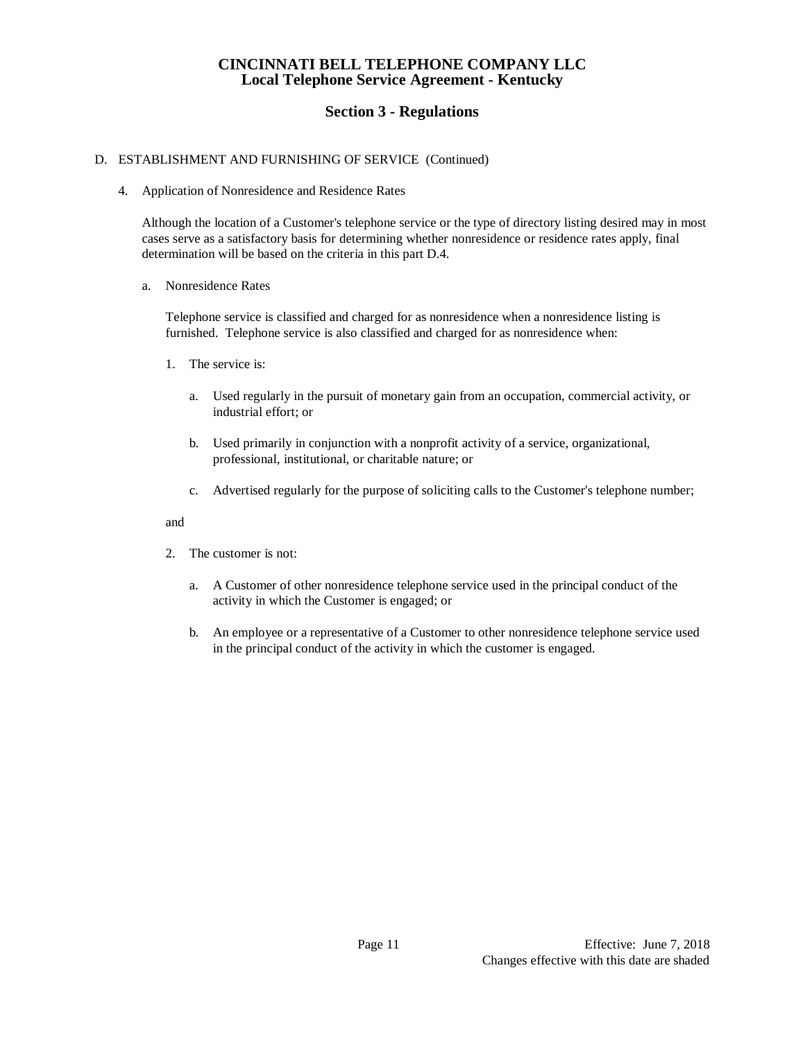# CINCINNATI BELL TELEPHONE COMPANY LLC
## Local Telephone Service Agreement - Kentucky

## Section 3 - Regulations

D. ESTABLISHMENT AND FURNISHING OF SERVICE (Continued)

4. Application of Nonresidence and Residence Rates

   Although the location of a Customer's telephone service or the type of directory listing desired may in most cases serve as a satisfactory basis for determining whether nonresidence or residence rates apply, final determination will be based on the criteria in this part D.4.

   a. Nonresidence Rates

      Telephone service is classified and charged for as nonresidence when a nonresidence listing is furnished. Telephone service is also classified and charged for as nonresidence when:

      1. The service is:

         a. Used regularly in the pursuit of monetary gain from an occupation, commercial activity, or industrial effort; or

         b. Used primarily in conjunction with a nonprofit activity of a service, organizational, professional, institutional, or charitable nature; or

         c. Advertised regularly for the purpose of soliciting calls to the Customer's telephone number;

      and

      2. The customer is not:

         a. A Customer of other nonresidence telephone service used in the principal conduct of the activity in which the Customer is engaged; or

         b. An employee or a representative of a Customer to other nonresidence telephone service used in the principal conduct of the activity in which the customer is engaged.

Effective: June 7, 2018
Changes effective with this date are shaded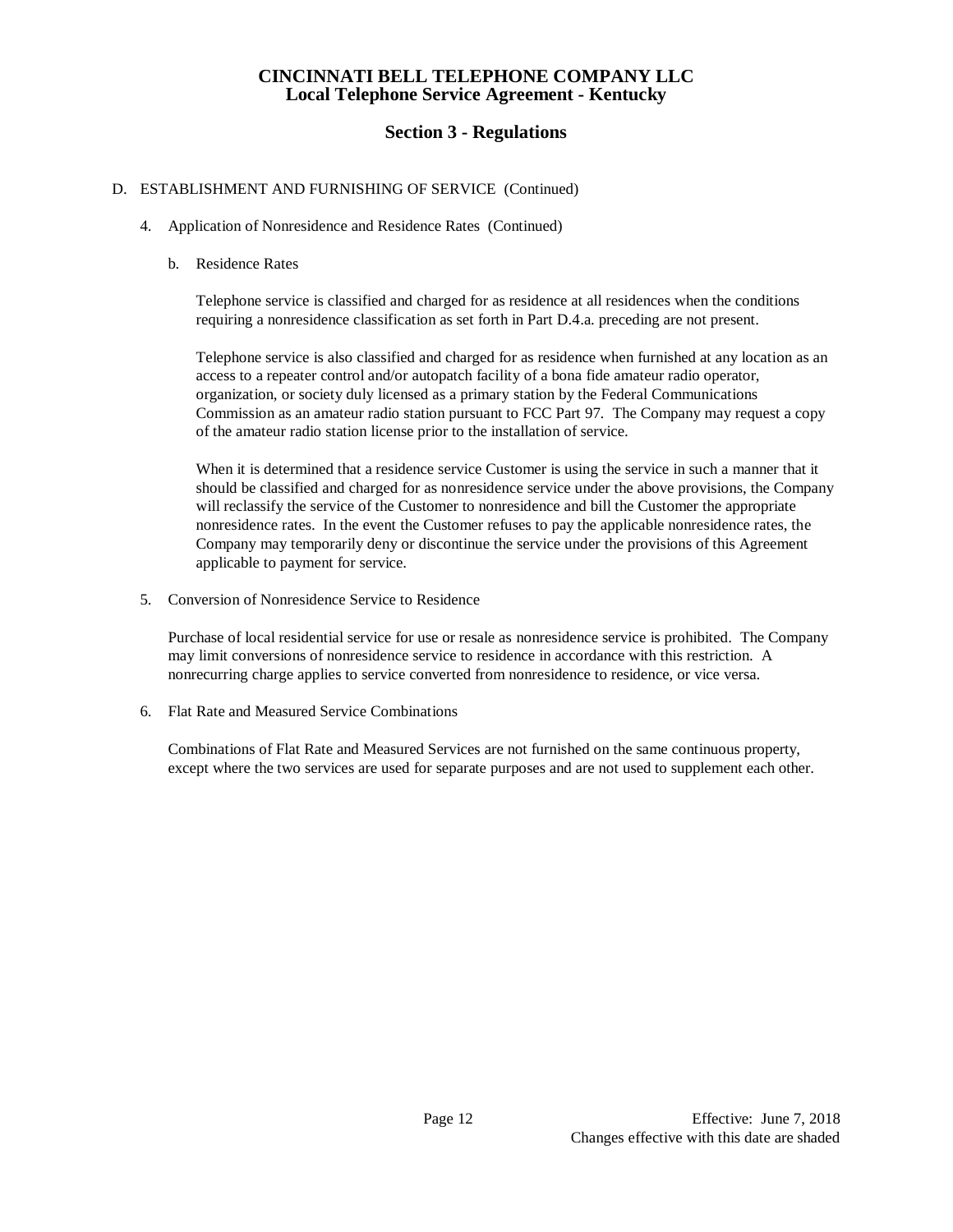# CINCINNATI BELL TELEPHONE COMPANY LLC
## Local Telephone Service Agreement - Kentucky

## Section 3 - Regulations

D. ESTABLISHMENT AND FURNISHING OF SERVICE (Continued)

4. Application of Nonresidence and Residence Rates (Continued)

   b. Residence Rates

      Telephone service is classified and charged for as residence at all residences when the conditions requiring a nonresidence classification as set forth in Part D.4.a. preceding are not present.

      Telephone service is also classified and charged for as residence when furnished at any location as an access to a repeater control and/or autopatch facility of a bona fide amateur radio operator, organization, or society duly licensed as a primary station by the Federal Communications Commission as an amateur radio station pursuant to FCC Part 97. The Company may request a copy of the amateur radio station license prior to the installation of service.

      When it is determined that a residence service Customer is using the service in such a manner that it should be classified and charged for as nonresidence service under the above provisions, the Company will reclassify the service of the Customer to nonresidence and bill the Customer the appropriate nonresidence rates. In the event the Customer refuses to pay the applicable nonresidence rates, the Company may temporarily deny or discontinue the service under the provisions of this Agreement applicable to payment for service.

5. Conversion of Nonresidence Service to Residence

   Purchase of local residential service for use or resale as nonresidence service is prohibited. The Company may limit conversions of nonresidence service to residence in accordance with this restriction. A nonrecurring charge applies to service converted from nonresidence to residence, or vice versa.

6. Flat Rate and Measured Service Combinations

   Combinations of Flat Rate and Measured Services are not furnished on the same continuous property, except where the two services are used for separate purposes and are not used to supplement each other.

Effective: June 7, 2018
Changes effective with this date are shaded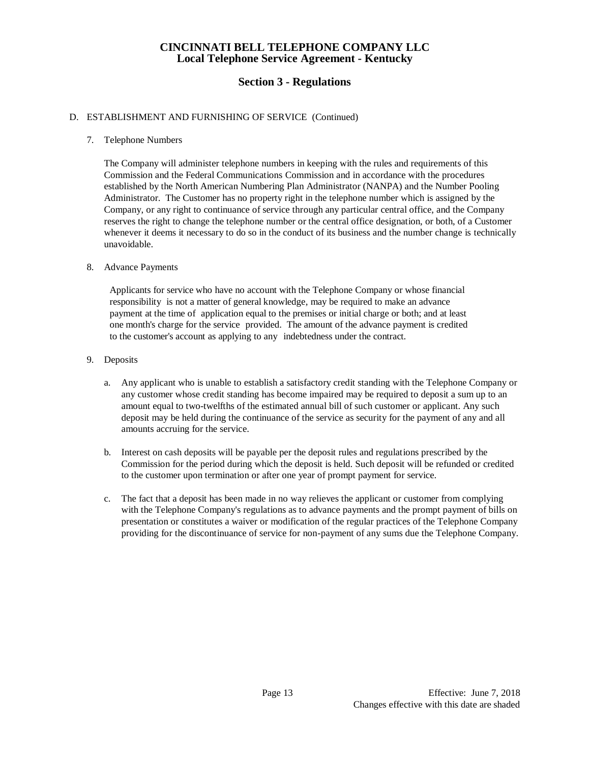**CINCINNATI BELL TELEPHONE COMPANY LLC**
**Local Telephone Service Agreement - Kentucky**

## Section 3 - Regulations

D. ESTABLISHMENT AND FURNISHING OF SERVICE (Continued)

7. Telephone Numbers

   The Company will administer telephone numbers in keeping with the rules and requirements of this Commission and the Federal Communications Commission and in accordance with the procedures established by the North American Numbering Plan Administrator (NANPA) and the Number Pooling Administrator. The Customer has no property right in the telephone number which is assigned by the Company, or any right to continuance of service through any particular central office, and the Company reserves the right to change the telephone number or the central office designation, or both, of a Customer whenever it deems it necessary to do so in the conduct of its business and the number change is technically unavoidable.

8. Advance Payments

   Applicants for service who have no account with the Telephone Company or whose financial responsibility is not a matter of general knowledge, may be required to make an advance payment at the time of application equal to the premises or initial charge or both; and at least one month's charge for the service provided. The amount of the advance payment is credited to the customer's account as applying to any indebtedness under the contract.

9. Deposits

   a. Any applicant who is unable to establish a satisfactory credit standing with the Telephone Company or any customer whose credit standing has become impaired may be required to deposit a sum up to an amount equal to two-twelfths of the estimated annual bill of such customer or applicant. Any such deposit may be held during the continuance of the service as security for the payment of any and all amounts accruing for the service.

   b. Interest on cash deposits will be payable per the deposit rules and regulations prescribed by the Commission for the period during which the deposit is held. Such deposit will be refunded or credited to the customer upon termination or after one year of prompt payment for service.

   c. The fact that a deposit has been made in no way relieves the applicant or customer from complying with the Telephone Company's regulations as to advance payments and the prompt payment of bills on presentation or constitutes a waiver or modification of the regular practices of the Telephone Company providing for the discontinuance of service for non-payment of any sums due the Telephone Company.

Effective: June 7, 2018
Changes effective with this date are shaded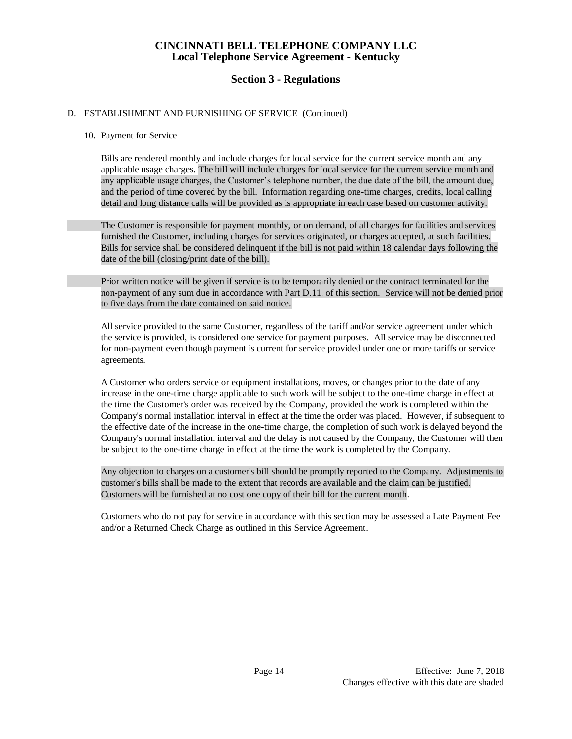**CINCINNATI BELL TELEPHONE COMPANY LLC**
**Local Telephone Service Agreement - Kentucky**

## Section 3 - Regulations

D. ESTABLISHMENT AND FURNISHING OF SERVICE (Continued)

10. Payment for Service

Bills are rendered monthly and include charges for local service for the current service month and any applicable usage charges. The bill will include charges for local service for the current service month and any applicable usage charges, the Customer's telephone number, the due date of the bill, the amount due, and the period of time covered by the bill. Information regarding one-time charges, credits, local calling detail and long distance calls will be provided as is appropriate in each case based on customer activity.

The Customer is responsible for payment monthly, or on demand, of all charges for facilities and services furnished the Customer, including charges for services originated, or charges accepted, at such facilities. Bills for service shall be considered delinquent if the bill is not paid within 18 calendar days following the date of the bill (closing/print date of the bill).

Prior written notice will be given if service is to be temporarily denied or the contract terminated for the non-payment of any sum due in accordance with Part D.11. of this section. Service will not be denied prior to five days from the date contained on said notice.

All service provided to the same Customer, regardless of the tariff and/or service agreement under which the service is provided, is considered one service for payment purposes. All service may be disconnected for non-payment even though payment is current for service provided under one or more tariffs or service agreements.

A Customer who orders service or equipment installations, moves, or changes prior to the date of any increase in the one-time charge applicable to such work will be subject to the one-time charge in effect at the time the Customer's order was received by the Company, provided the work is completed within the Company's normal installation interval in effect at the time the order was placed. However, if subsequent to the effective date of the increase in the one-time charge, the completion of such work is delayed beyond the Company's normal installation interval and the delay is not caused by the Company, the Customer will then be subject to the one-time charge in effect at the time the work is completed by the Company.

Any objection to charges on a customer's bill should be promptly reported to the Company. Adjustments to customer's bills shall be made to the extent that records are available and the claim can be justified. Customers will be furnished at no cost one copy of their bill for the current month.

Customers who do not pay for service in accordance with this section may be assessed a Late Payment Fee and/or a Returned Check Charge as outlined in this Service Agreement.

Effective: June 7, 2018
Changes effective with this date are shaded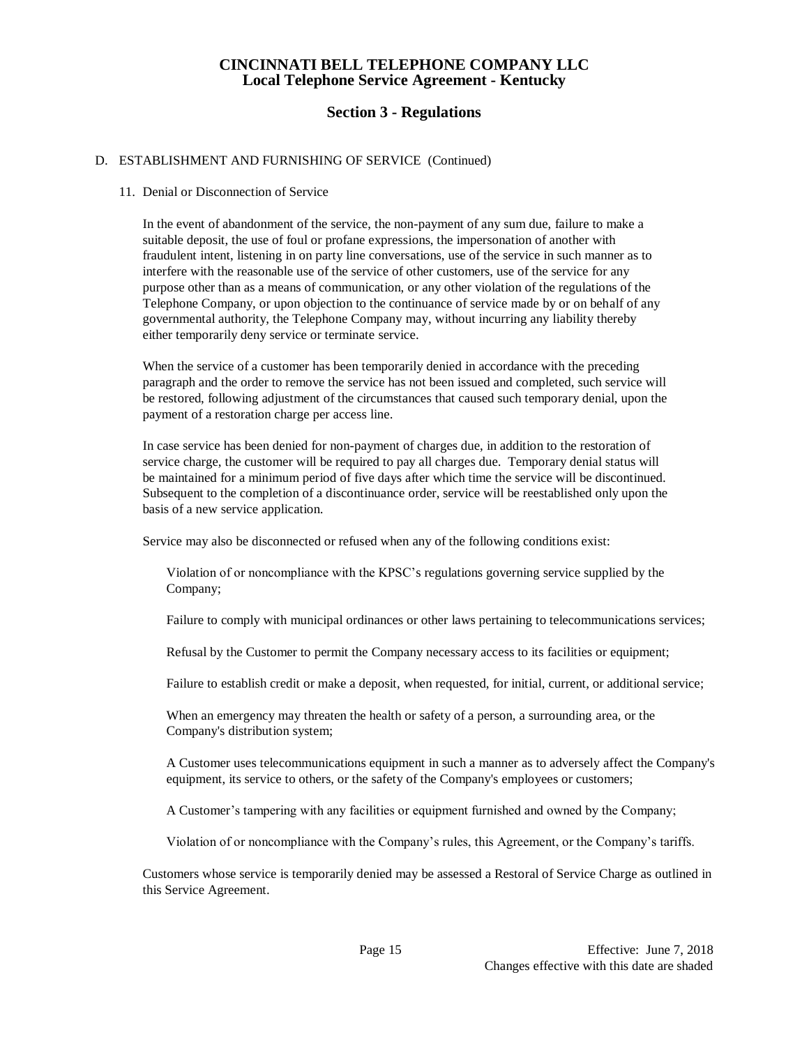## Section 3 - Regulations

D. ESTABLISHMENT AND FURNISHING OF SERVICE (Continued)

11. Denial or Disconnection of Service

In the event of abandonment of the service, the non-payment of any sum due, failure to make a suitable deposit, the use of foul or profane expressions, the impersonation of another with fraudulent intent, listening in on party line conversations, use of the service in such manner as to interfere with the reasonable use of the service of other customers, use of the service for any purpose other than as a means of communication, or any other violation of the regulations of the Telephone Company, or upon objection to the continuance of service made by or on behalf of any governmental authority, the Telephone Company may, without incurring any liability thereby either temporarily deny service or terminate service.

When the service of a customer has been temporarily denied in accordance with the preceding paragraph and the order to remove the service has not been issued and completed, such service will be restored, following adjustment of the circumstances that caused such temporary denial, upon the payment of a restoration charge per access line.

In case service has been denied for non-payment of charges due, in addition to the restoration of service charge, the customer will be required to pay all charges due. Temporary denial status will be maintained for a minimum period of five days after which time the service will be discontinued. Subsequent to the completion of a discontinuance order, service will be reestablished only upon the basis of a new service application.

Service may also be disconnected or refused when any of the following conditions exist:

Violation of or noncompliance with the KPSC's regulations governing service supplied by the Company;

Failure to comply with municipal ordinances or other laws pertaining to telecommunications services;

Refusal by the Customer to permit the Company necessary access to its facilities or equipment;

Failure to establish credit or make a deposit, when requested, for initial, current, or additional service;

When an emergency may threaten the health or safety of a person, a surrounding area, or the Company's distribution system;

A Customer uses telecommunications equipment in such a manner as to adversely affect the Company's equipment, its service to others, or the safety of the Company's employees or customers;

A Customer's tampering with any facilities or equipment furnished and owned by the Company;

Violation of or noncompliance with the Company's rules, this Agreement, or the Company's tariffs.

Customers whose service is temporarily denied may be assessed a Restoral of Service Charge as outlined in this Service Agreement.

Effective: June 7, 2018
Changes effective with this date are shaded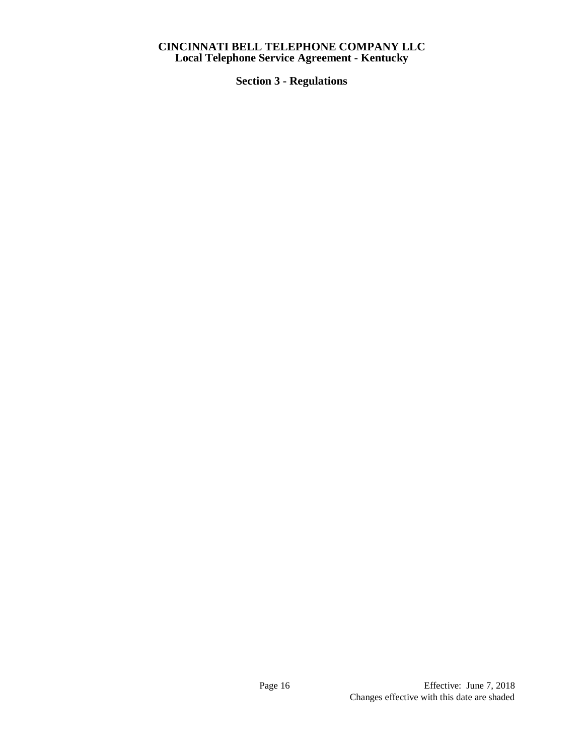# CINCINNATI BELL TELEPHONE COMPANY LLC
## Local Telephone Service Agreement - Kentucky

### Section 3 - Regulations

Effective: June 7, 2018
Changes effective with this date are shaded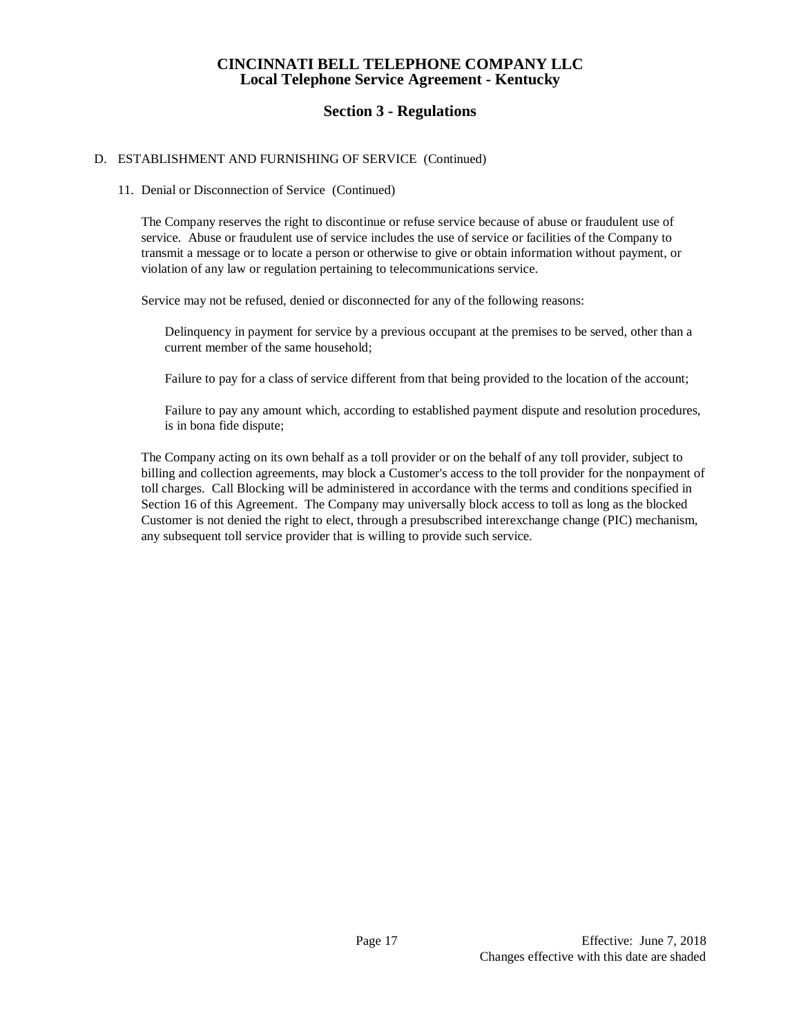# CINCINNATI BELL TELEPHONE COMPANY LLC
## Local Telephone Service Agreement - Kentucky

## Section 3 - Regulations

D. ESTABLISHMENT AND FURNISHING OF SERVICE (Continued)

11. Denial or Disconnection of Service (Continued)

The Company reserves the right to discontinue or refuse service because of abuse or fraudulent use of service. Abuse or fraudulent use of service includes the use of service or facilities of the Company to transmit a message or to locate a person or otherwise to give or obtain information without payment, or violation of any law or regulation pertaining to telecommunications service.

Service may not be refused, denied or disconnected for any of the following reasons:

Delinquency in payment for service by a previous occupant at the premises to be served, other than a current member of the same household;

Failure to pay for a class of service different from that being provided to the location of the account;

Failure to pay any amount which, according to established payment dispute and resolution procedures, is in bona fide dispute;

The Company acting on its own behalf as a toll provider or on the behalf of any toll provider, subject to billing and collection agreements, may block a Customer's access to the toll provider for the nonpayment of toll charges. Call Blocking will be administered in accordance with the terms and conditions specified in Section 16 of this Agreement. The Company may universally block access to toll as long as the blocked Customer is not denied the right to elect, through a presubscribed interexchange change (PIC) mechanism, any subsequent toll service provider that is willing to provide such service.

Effective: June 7, 2018
Changes effective with this date are shaded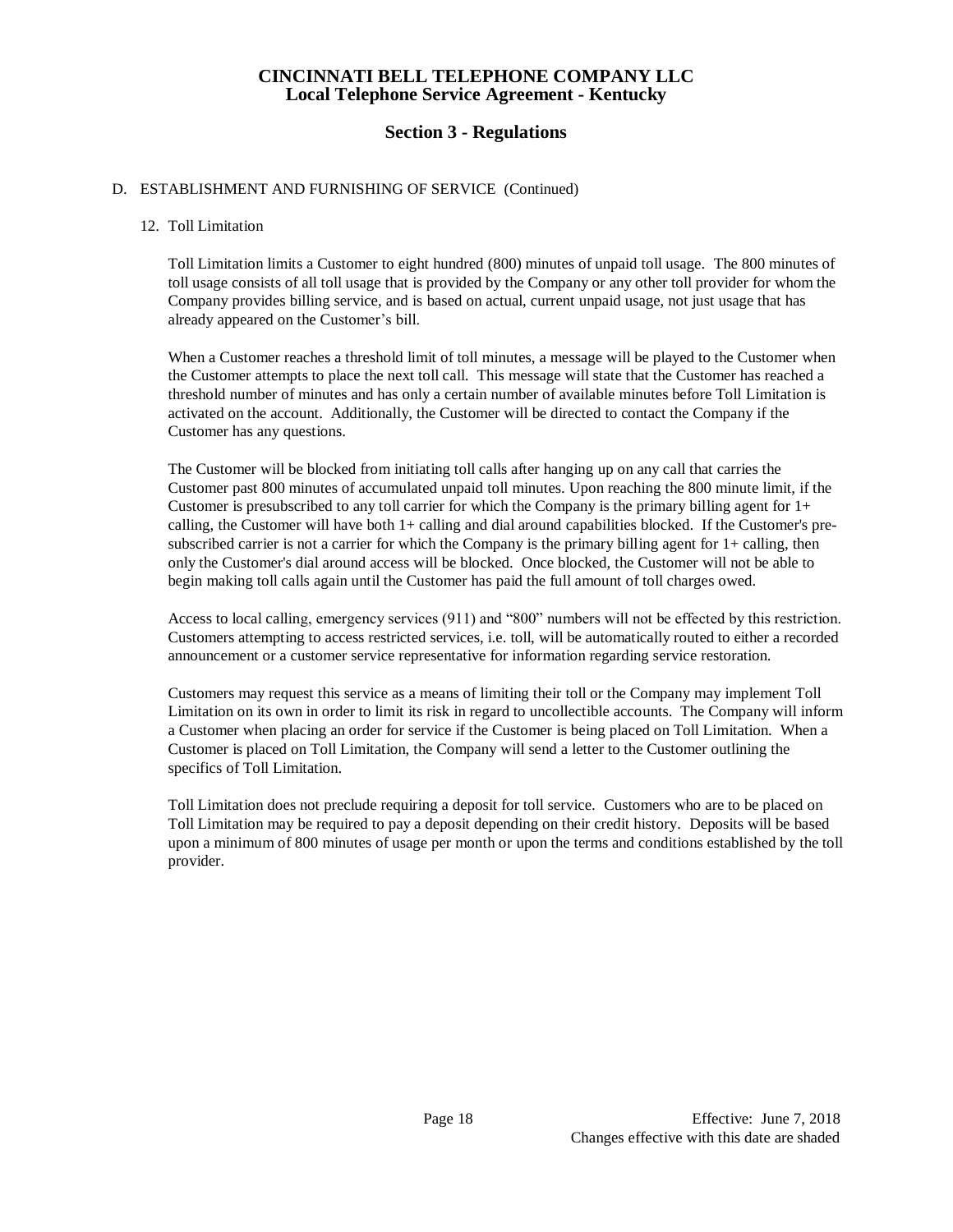# CINCINNATI BELL TELEPHONE COMPANY LLC
## Local Telephone Service Agreement - Kentucky

## Section 3 - Regulations

D. ESTABLISHMENT AND FURNISHING OF SERVICE (Continued)

12. Toll Limitation

Toll Limitation limits a Customer to eight hundred (800) minutes of unpaid toll usage. The 800 minutes of toll usage consists of all toll usage that is provided by the Company or any other toll provider for whom the Company provides billing service, and is based on actual, current unpaid usage, not just usage that has already appeared on the Customer's bill.

When a Customer reaches a threshold limit of toll minutes, a message will be played to the Customer when the Customer attempts to place the next toll call. This message will state that the Customer has reached a threshold number of minutes and has only a certain number of available minutes before Toll Limitation is activated on the account. Additionally, the Customer will be directed to contact the Company if the Customer has any questions.

The Customer will be blocked from initiating toll calls after hanging up on any call that carries the Customer past 800 minutes of accumulated unpaid toll minutes. Upon reaching the 800 minute limit, if the Customer is presubscribed to any toll carrier for which the Company is the primary billing agent for 1+ calling, the Customer will have both 1+ calling and dial around capabilities blocked. If the Customer's pre-subscribed carrier is not a carrier for which the Company is the primary billing agent for 1+ calling, then only the Customer's dial around access will be blocked. Once blocked, the Customer will not be able to begin making toll calls again until the Customer has paid the full amount of toll charges owed.

Access to local calling, emergency services (911) and "800" numbers will not be effected by this restriction. Customers attempting to access restricted services, i.e. toll, will be automatically routed to either a recorded announcement or a customer service representative for information regarding service restoration.

Customers may request this service as a means of limiting their toll or the Company may implement Toll Limitation on its own in order to limit its risk in regard to uncollectible accounts. The Company will inform a Customer when placing an order for service if the Customer is being placed on Toll Limitation. When a Customer is placed on Toll Limitation, the Company will send a letter to the Customer outlining the specifics of Toll Limitation.

Toll Limitation does not preclude requiring a deposit for toll service. Customers who are to be placed on Toll Limitation may be required to pay a deposit depending on their credit history. Deposits will be based upon a minimum of 800 minutes of usage per month or upon the terms and conditions established by the toll provider.

Effective: June 7, 2018
Changes effective with this date are shaded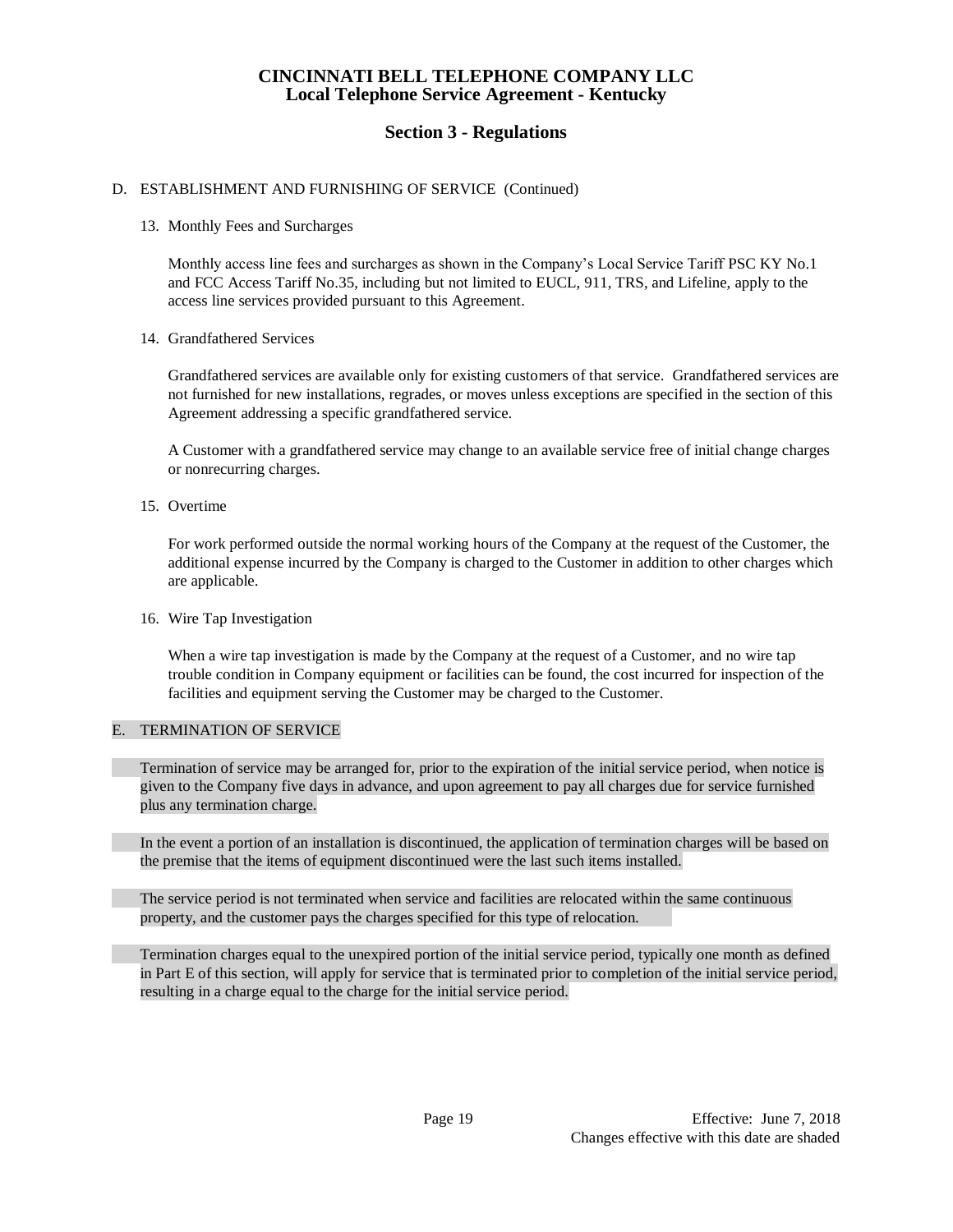# CINCINNATI BELL TELEPHONE COMPANY LLC
## Local Telephone Service Agreement - Kentucky

## Section 3 - Regulations

D. ESTABLISHMENT AND FURNISHING OF SERVICE (Continued)

13. Monthly Fees and Surcharges

Monthly access line fees and surcharges as shown in the Company's Local Service Tariff PSC KY No.1 and FCC Access Tariff No.35, including but not limited to EUCL, 911, TRS, and Lifeline, apply to the access line services provided pursuant to this Agreement.

14. Grandfathered Services

Grandfathered services are available only for existing customers of that service. Grandfathered services are not furnished for new installations, regrades, or moves unless exceptions are specified in the section of this Agreement addressing a specific grandfathered service.

A Customer with a grandfathered service may change to an available service free of initial change charges or nonrecurring charges.

15. Overtime

For work performed outside the normal working hours of the Company at the request of the Customer, the additional expense incurred by the Company is charged to the Customer in addition to other charges which are applicable.

16. Wire Tap Investigation

When a wire tap investigation is made by the Company at the request of a Customer, and no wire tap trouble condition in Company equipment or facilities can be found, the cost incurred for inspection of the facilities and equipment serving the Customer may be charged to the Customer.

E. TERMINATION OF SERVICE

Termination of service may be arranged for, prior to the expiration of the initial service period, when notice is given to the Company five days in advance, and upon agreement to pay all charges due for service furnished plus any termination charge.

In the event a portion of an installation is discontinued, the application of termination charges will be based on the premise that the items of equipment discontinued were the last such items installed.

The service period is not terminated when service and facilities are relocated within the same continuous property, and the customer pays the charges specified for this type of relocation.

Termination charges equal to the unexpired portion of the initial service period, typically one month as defined in Part E of this section, will apply for service that is terminated prior to completion of the initial service period, resulting in a charge equal to the charge for the initial service period.

Effective: June 7, 2018
Changes effective with this date are shaded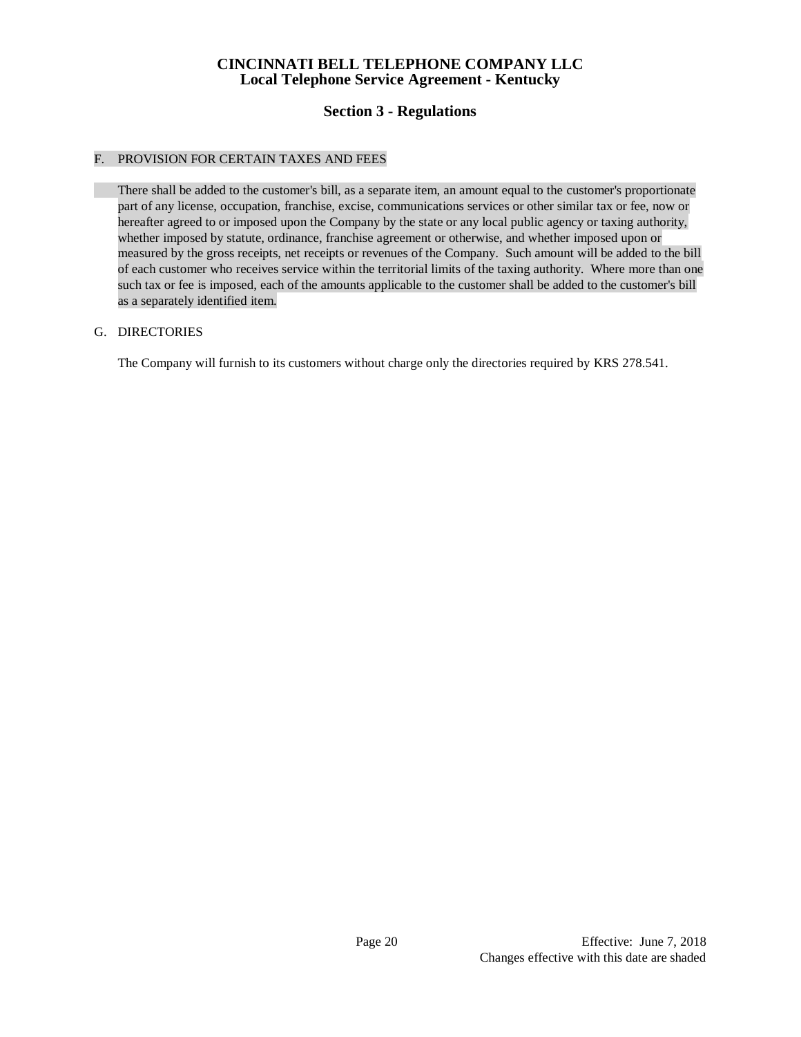F. PROVISION FOR CERTAIN TAXES AND FEES

There shall be added to the customer's bill, as a separate item, an amount equal to the customer's proportionate part of any license, occupation, franchise, excise, communications services or other similar tax or fee, now or hereafter agreed to or imposed upon the Company by the state or any local public agency or taxing authority, whether imposed by statute, ordinance, franchise agreement or otherwise, and whether imposed upon or measured by the gross receipts, net receipts or revenues of the Company. Such amount will be added to the bill of each customer who receives service within the territorial limits of the taxing authority. Where more than one such tax or fee is imposed, each of the amounts applicable to the customer shall be added to the customer's bill as a separately identified item.

G. DIRECTORIES

The Company will furnish to its customers without charge only the directories required by KRS 278.541.